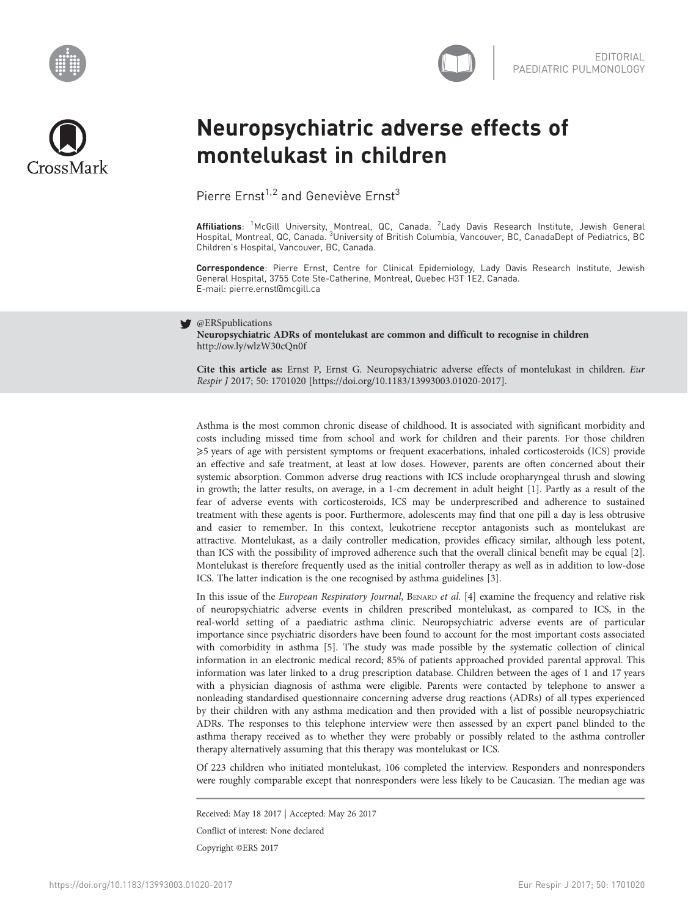EDITORIAL
PAEDIATRIC PULMONOLOGY

# Neuropsychiatric adverse effects of montelukast in children

Pierre Ernst[1,2] and Geneviève Ernst[3]

**Affiliations**: [1]McGill University, Montreal, QC, Canada. [2]Lady Davis Research Institute, Jewish General Hospital, Montreal, QC, Canada. [3]University of British Columbia, Vancouver, BC, CanadaDept of Pediatrics, BC Children's Hospital, Vancouver, BC, Canada.

**Correspondence**: Pierre Ernst, Centre for Clinical Epidemiology, Lady Davis Research Institute, Jewish General Hospital, 3755 Cote Ste-Catherine, Montreal, Quebec H3T 1E2, Canada.
E-mail: pierre.ernst@mcgill.ca

@ERSpublications
**Neuropsychiatric ADRs of montelukast are common and difficult to recognise in children**
http://ow.ly/wlzW30cQn0f

**Cite this article as:** Ernst P, Ernst G. Neuropsychiatric adverse effects of montelukast in children. *Eur Respir J* 2017; 50: 1701020 [https://doi.org/10.1183/13993003.01020-2017].

Asthma is the most common chronic disease of childhood. It is associated with significant morbidity and costs including missed time from school and work for children and their parents. For those children ⩾5 years of age with persistent symptoms or frequent exacerbations, inhaled corticosteroids (ICS) provide an effective and safe treatment, at least at low doses. However, parents are often concerned about their systemic absorption. Common adverse drug reactions with ICS include oropharyngeal thrush and slowing in growth; the latter results, on average, in a 1-cm decrement in adult height [1]. Partly as a result of the fear of adverse events with corticosteroids, ICS may be underprescribed and adherence to sustained treatment with these agents is poor. Furthermore, adolescents may find that one pill a day is less obtrusive and easier to remember. In this context, leukotriene receptor antagonists such as montelukast are attractive. Montelukast, as a daily controller medication, provides efficacy similar, although less potent, than ICS with the possibility of improved adherence such that the overall clinical benefit may be equal [2]. Montelukast is therefore frequently used as the initial controller therapy as well as in addition to low-dose ICS. The latter indication is the one recognised by asthma guidelines [3].

In this issue of the *European Respiratory Journal*, Benard *et al.* [4] examine the frequency and relative risk of neuropsychiatric adverse events in children prescribed montelukast, as compared to ICS, in the real-world setting of a paediatric asthma clinic. Neuropsychiatric adverse events are of particular importance since psychiatric disorders have been found to account for the most important costs associated with comorbidity in asthma [5]. The study was made possible by the systematic collection of clinical information in an electronic medical record; 85% of patients approached provided parental approval. This information was later linked to a drug prescription database. Children between the ages of 1 and 17 years with a physician diagnosis of asthma were eligible. Parents were contacted by telephone to answer a nonleading standardised questionnaire concerning adverse drug reactions (ADRs) of all types experienced by their children with any asthma medication and then provided with a list of possible neuropsychiatric ADRs. The responses to this telephone interview were then assessed by an expert panel blinded to the asthma therapy received as to whether they were probably or possibly related to the asthma controller therapy alternatively assuming that this therapy was montelukast or ICS.

Of 223 children who initiated montelukast, 106 completed the interview. Responders and nonresponders were roughly comparable except that nonresponders were less likely to be Caucasian. The median age was

Received: May 18 2017 | Accepted: May 26 2017

Conflict of interest: None declared

Copyright ©ERS 2017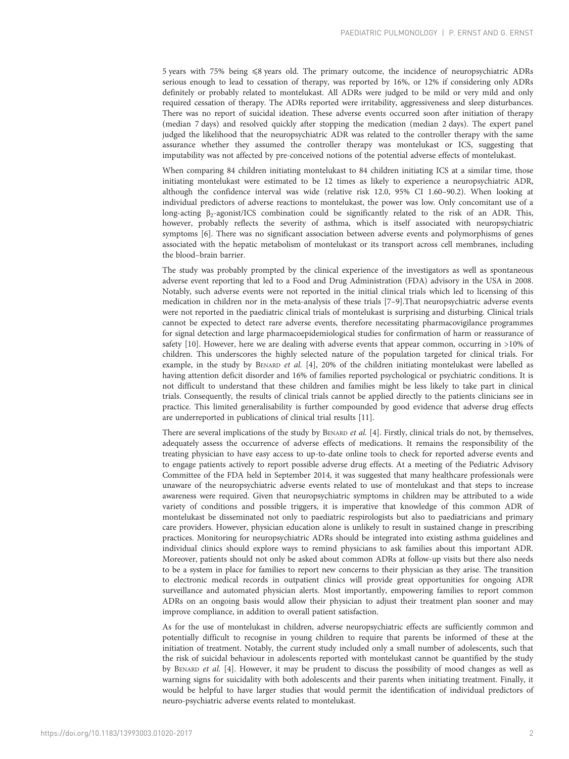5 years with 75% being ⩽8 years old. The primary outcome, the incidence of neuropsychiatric ADRs serious enough to lead to cessation of therapy, was reported by 16%, or 12% if considering only ADRs definitely or probably related to montelukast. All ADRs were judged to be mild or very mild and only required cessation of therapy. The ADRs reported were irritability, aggressiveness and sleep disturbances. There was no report of suicidal ideation. These adverse events occurred soon after initiation of therapy (median 7 days) and resolved quickly after stopping the medication (median 2 days). The expert panel judged the likelihood that the neuropsychiatric ADR was related to the controller therapy with the same assurance whether they assumed the controller therapy was montelukast or ICS, suggesting that imputability was not affected by pre-conceived notions of the potential adverse effects of montelukast.

When comparing 84 children initiating montelukast to 84 children initiating ICS at a similar time, those initiating montelukast were estimated to be 12 times as likely to experience a neuropsychiatric ADR, although the confidence interval was wide (relative risk 12.0, 95% CI 1.60–90.2). When looking at individual predictors of adverse reactions to montelukast, the power was low. Only concomitant use of a long-acting $\beta_2$-agonist/ICS combination could be significantly related to the risk of an ADR. This, however, probably reflects the severity of asthma, which is itself associated with neuropsychiatric symptoms [6]. There was no significant association between adverse events and polymorphisms of genes associated with the hepatic metabolism of montelukast or its transport across cell membranes, including the blood–brain barrier.

The study was probably prompted by the clinical experience of the investigators as well as spontaneous adverse event reporting that led to a Food and Drug Administration (FDA) advisory in the USA in 2008. Notably, such adverse events were not reported in the initial clinical trials which led to licensing of this medication in children nor in the meta-analysis of these trials [7–9].That neuropsychiatric adverse events were not reported in the paediatric clinical trials of montelukast is surprising and disturbing. Clinical trials cannot be expected to detect rare adverse events, therefore necessitating pharmacovigilance programmes for signal detection and large pharmacoepidemiological studies for confirmation of harm or reassurance of safety [10]. However, here we are dealing with adverse events that appear common, occurring in >10% of children. This underscores the highly selected nature of the population targeted for clinical trials. For example, in the study by Benard *et al.* [4], 20% of the children initiating montelukast were labelled as having attention deficit disorder and 16% of families reported psychological or psychiatric conditions. It is not difficult to understand that these children and families might be less likely to take part in clinical trials. Consequently, the results of clinical trials cannot be applied directly to the patients clinicians see in practice. This limited generalisability is further compounded by good evidence that adverse drug effects are underreported in publications of clinical trial results [11].

There are several implications of the study by Benard *et al.* [4]. Firstly, clinical trials do not, by themselves, adequately assess the occurrence of adverse effects of medications. It remains the responsibility of the treating physician to have easy access to up-to-date online tools to check for reported adverse events and to engage patients actively to report possible adverse drug effects. At a meeting of the Pediatric Advisory Committee of the FDA held in September 2014, it was suggested that many healthcare professionals were unaware of the neuropsychiatric adverse events related to use of montelukast and that steps to increase awareness were required. Given that neuropsychiatric symptoms in children may be attributed to a wide variety of conditions and possible triggers, it is imperative that knowledge of this common ADR of montelukast be disseminated not only to paediatric respirologists but also to paediatricians and primary care providers. However, physician education alone is unlikely to result in sustained change in prescribing practices. Monitoring for neuropsychiatric ADRs should be integrated into existing asthma guidelines and individual clinics should explore ways to remind physicians to ask families about this important ADR. Moreover, patients should not only be asked about common ADRs at follow-up visits but there also needs to be a system in place for families to report new concerns to their physician as they arise. The transition to electronic medical records in outpatient clinics will provide great opportunities for ongoing ADR surveillance and automated physician alerts. Most importantly, empowering families to report common ADRs on an ongoing basis would allow their physician to adjust their treatment plan sooner and may improve compliance, in addition to overall patient satisfaction.

As for the use of montelukast in children, adverse neuropsychiatric effects are sufficiently common and potentially difficult to recognise in young children to require that parents be informed of these at the initiation of treatment. Notably, the current study included only a small number of adolescents, such that the risk of suicidal behaviour in adolescents reported with montelukast cannot be quantified by the study by Benard *et al.* [4]. However, it may be prudent to discuss the possibility of mood changes as well as warning signs for suicidality with both adolescents and their parents when initiating treatment. Finally, it would be helpful to have larger studies that would permit the identification of individual predictors of neuro-psychiatric adverse events related to montelukast.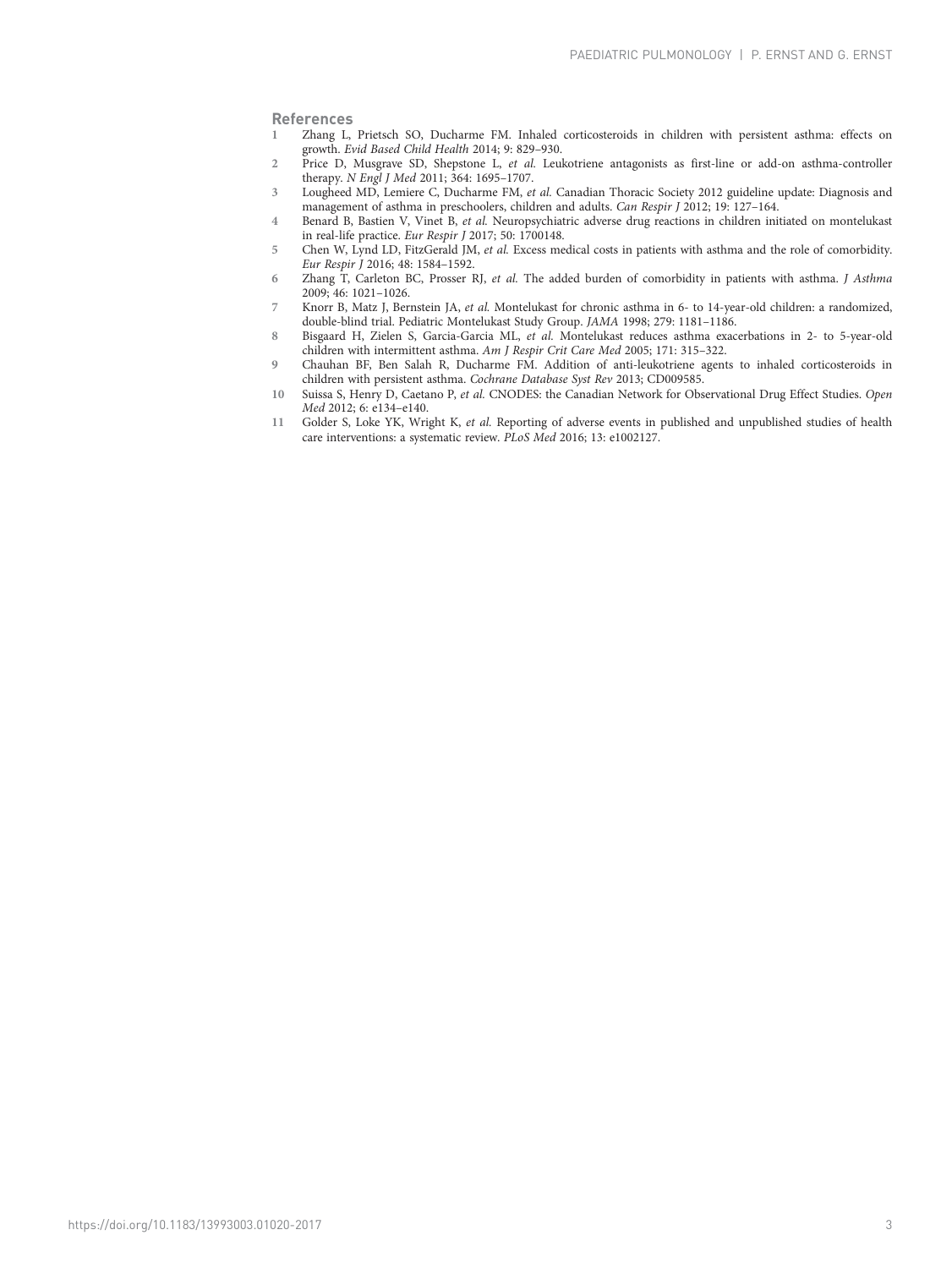## References

1. Zhang L, Prietsch SO, Ducharme FM. Inhaled corticosteroids in children with persistent asthma: effects on growth. *Evid Based Child Health* 2014; 9: 829–930.
2. Price D, Musgrave SD, Shepstone L, *et al.* Leukotriene antagonists as first-line or add-on asthma-controller therapy. *N Engl J Med* 2011; 364: 1695–1707.
3. Lougheed MD, Lemiere C, Ducharme FM, *et al.* Canadian Thoracic Society 2012 guideline update: Diagnosis and management of asthma in preschoolers, children and adults. *Can Respir J* 2012; 19: 127–164.
4. Benard B, Bastien V, Vinet B, *et al.* Neuropsychiatric adverse drug reactions in children initiated on montelukast in real-life practice. *Eur Respir J* 2017; 50: 1700148.
5. Chen W, Lynd LD, FitzGerald JM, *et al.* Excess medical costs in patients with asthma and the role of comorbidity. *Eur Respir J* 2016; 48: 1584–1592.
6. Zhang T, Carleton BC, Prosser RJ, *et al.* The added burden of comorbidity in patients with asthma. *J Asthma* 2009; 46: 1021–1026.
7. Knorr B, Matz J, Bernstein JA, *et al.* Montelukast for chronic asthma in 6- to 14-year-old children: a randomized, double-blind trial. Pediatric Montelukast Study Group. *JAMA* 1998; 279: 1181–1186.
8. Bisgaard H, Zielen S, Garcia-Garcia ML, *et al.* Montelukast reduces asthma exacerbations in 2- to 5-year-old children with intermittent asthma. *Am J Respir Crit Care Med* 2005; 171: 315–322.
9. Chauhan BF, Ben Salah R, Ducharme FM. Addition of anti-leukotriene agents to inhaled corticosteroids in children with persistent asthma. *Cochrane Database Syst Rev* 2013; CD009585.
10. Suissa S, Henry D, Caetano P, *et al.* CNODES: the Canadian Network for Observational Drug Effect Studies. *Open Med* 2012; 6: e134–e140.
11. Golder S, Loke YK, Wright K, *et al.* Reporting of adverse events in published and unpublished studies of health care interventions: a systematic review. *PLoS Med* 2016; 13: e1002127.